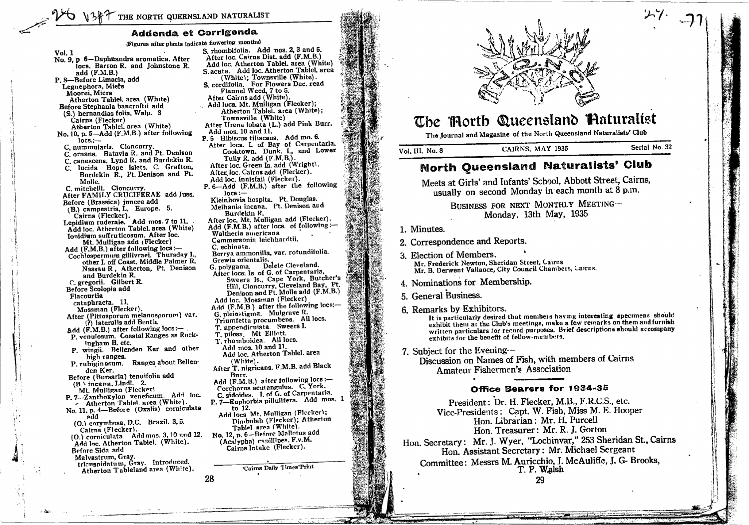## Addenda et Corrigenda

(Figures after plants indicate flowering months)

Vol. 1

No. 9, p 6—Daphnandra aromatica. After locs. Barron R. and Johnstone R. add (F.M.B.)

P. 8—Before Limacia, add
Legnephora, Miers
Moorei, Miers
Atherton Tablel. area (White)
Before Stephania bancroftii add
(S.) hernandiaefolia, Walp. 3
Cairns (Flecker)
Atherton Tablel. area (White)

No. 10, p. 5—Add (F.M.B.) after following locs.:—
C. nummularia. Cloncurry.
C. ornans. Batavia R. and Pt. Denison
C. canescens. Lynd R. and Burdekin R.
C. lucida Hope Islets, C. Grafton, Burdekin R., Pt. Denison and Pt. Molle.
C. mitchelli. Cloncurry.
After FAMILY CRUCIFERAE add Juss.
Before (Brassica) juncea add
(B.) campestris, L. Europe. 5.
Cairns (Flecker).
Lepidium ruderale. Add mos. 7 to 11.
Add loc. Atherton Tablel. area (White)
Ionidium suffruticosum. After loc. Mt. Mulligan add (Flecker)
Add (F.M.B.) after following locs:—
Cochlospermum gillivraei. Thursday I., other I. off Coast, Middle Palmer R. Nassau R., Atherton, Pt. Denison and Burdekin R.
C. gregorii. Gilbert R.
Before Scolopia add
Flacourtia
cataphracta. 11.
Mossman (Flecker).
After (Pittosporum melanosporum) var. (?) lateralis add Benth.
Add (F.M.B.) after following locs:—
P. venulosum. Coastal Ranges as Rockingham B. etc.
P. wingii. Bellenden Ker and other high ranges.
P. rubiginosum. Ranges about Bellenden Ker.
Before (Bursaria) tenuifolia add
(B.) incana, Lindl. 2.
Mt. Mulligan (Flecker)

P. 7—Zanthoxylon veneficum. Add loc. Atherton Tablel. area (White).

No. 11, p. 4—Before (Oxalis) corniculata add
(O.) corymbosa, D.C. Brazil. 3, 5.
Cairns (Flecker).
(O.) corniculata. Add mos. 3, 10 and 12.
Add loc. Atherton Tablel. (White).
Before Sida add
Malvastrum, Gray.
tricuspidatum, Gray. Introduced.
Atherton Tableland area (White).
S. rhombifolia. Add nos. 2, 3 and 5.
After loc. Cairns Dist. add (F.M.B.)
Add loc. Atherton Tablel. area (White)
S. acuta. Add loc. Atherton Tablel. area (White); Townsville (White).
S. cordifolia. For Flowers Dec. read Flannel Weed, 7 to 5.
After Cairns add (White).
Add locs. Mt. Mulligan (Flecker); Atherton Tablel. area (White); Townsville (White)
After Urena lobata (L.) add Pink Burr.
Add mos. 10 and 11.

P. 5—Hibiscus tiliaceus. Add mo. 6.
After locs. I. of Bay of Carpentaria, Cooktown, Dunk. I., and Lower Tully R. add (F.M.B.).
After loc. Green Is. add (Wright).
After loc. Cairns add (Flecker).
Add loc. Innisfail (Flecker).

P. 6—Add (F.M.B.) after the following locs:—
Kleinhovia hospita. Pt. Douglas.
Melhania incana. Pt. Denison and Burdekin R.
After loc. Mt. Mulligan add (Flecker).
Add (F.M.B.) after locs. of following:—
Waltheria americana
Commersonia leichhardtii.
C. echinata.
Berrya ammonilla, var. rotundifolia.
Grewia orientalis.
G. polygama. Delete Cleveland.
After locs. Is of G. of Carpentaria, Sweers Is., Cape York, Butcher's Hill, Cloncurry, Cleveland Bay, Pt. Denison and Pt. Molle add (F.M.B.)
Add loc. Mossman (Flecker)
Add (F.M.B.) after the following locs:—
G. pleiostigma. Mulgrave R.
Triumfetta procumbens. All locs.
T. appendiculata. Sweers I.
T. pilosa. Mt Elliott.
T. rhomboidea. All locs.
Add mos. 10 and 11.
Add loc. Atherton Tablel. area (White).
After T. nigricans, F.M.B. add Black Burr.
Add (F.M.B.) after following locs:—
Corchorus acutangulus. C. York.
C. sidoides. I. of G. of Carpentaria.

P. 7—Euphorbia pillulifera. Add mos. 1 to 12.
Add locs Mt. Mulligan (Flecker); Dimbulah (Flecker); Atherton Tablel area (White).

No. 12, p. 6—Before Mallotus add
(Acalypha) capillipes, F.v.M.
Cairns Intake (Flecker).

'Cairns Daily Times' Print

# The North Queensland Naturalist

The Journal and Magazine of the North Queensland Naturalists' Club

Vol. III. No. 8 — CAIRNS, MAY 1935 — Serial No. 32

## North Queensland Naturalists' Club

Meets at Girls' and Infants' School, Abbott Street, Cairns, usually on second Monday in each month at 8 p.m.

BUSINESS FOR NEXT MONTHLY MEETING—
Monday, 13th May, 1935

1. Minutes.
2. Correspondence and Reports.
3. Election of Members.
   Mr. Frederick Newton, Sheridan Street, Cairns
   Mr. B. Derwent Vallance, City Council Chambers, Cairns.
4. Nominations for Membership.
5. General Business.
6. Remarks by Exhibitors.
   It is particularly desired that members having interesting specimens should exhibit them at the Club's meetings, make a few remarks on them and furnish written particulars for record purposes. Brief descriptions should accompany exhibits for the benefit of fellow-members.
7. Subject for the Evening—
   Discussion on Names of Fish, with members of Cairns Amateur Fishermen's Association

### Office Bearers for 1934-35

President: Dr. H. Flecker, M.B., F.R.C.S., etc.
Vice-Presidents: Capt. W. Fish, Miss M. E. Hooper
Hon. Librarian: Mr. H. Purcell
Hon. Treasurer: Mr. R. J. Gorton
Hon. Secretary: Mr. J. Wyer, "Lochinvar," 253 Sheridan St., Cairns
Hon. Assistant Secretary: Mr. Michael Sergeant
Committee: Messrs M. Auricchio, J. McAuliffe, J. G- Brooks, T. P. Walsh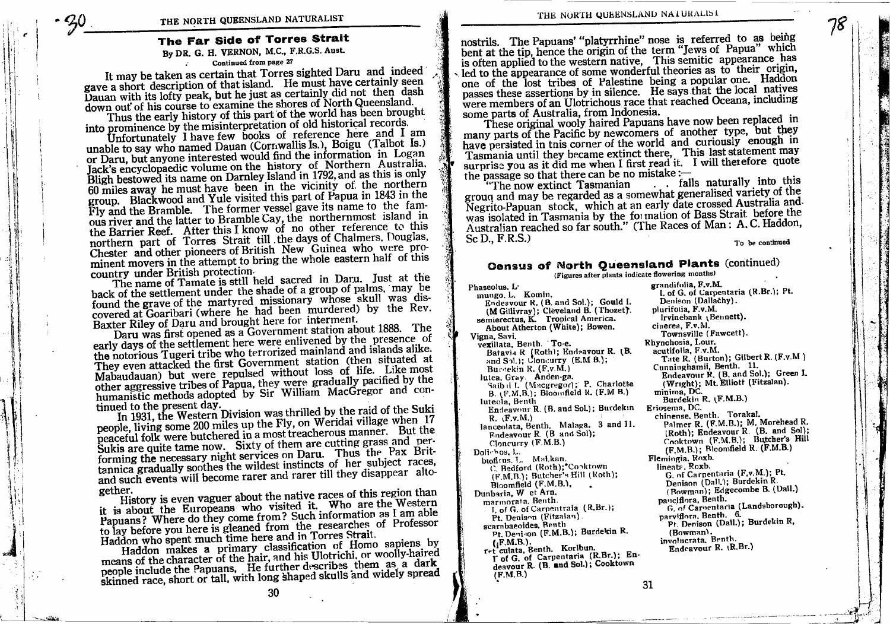## The Far Side of Torres Strait

By DR. G. H. VERNON, M.C., F.R.G.S. Aust.

Continued from page 27

It may be taken as certain that Torres sighted Daru and indeed gave a short description of that island. He must have certainly seen Dauan with its lofty peak, but he just as certainly did not then dash down out of his course to examine the shores of North Queensland.

Thus the early history of this part of the world has been brought into prominence by the misinterpretation of old historical records.

Unfortunately I have few books of reference here and I am unable to say who named Dauan (Cornwallis Is.), Boigu (Talbot Is.) or Daru, but anyone interested would find the information in Logan Jack's encyclopaedic volume on the history of Northern Australia. Bligh bestowed its name on Darnley Island in 1792, and as this is only 60 miles away he must have been in the vicinity of the northern group. Blackwood and Yule visited this part of Papua in 1843 in the Fly and the Bramble. The former vessel gave its name to the famous river and the latter to Bramble Cay, the northernmost island in the Barrier Reef. After this I know of no other reference to this northern part of Torres Strait till the days of Chalmers, Douglas, Chester and other pioneers of British New Guinea who were prominent movers in the attempt to bring the whole eastern half of this country under British protection.

The name of Tamate is still held sacred in Daru. Just at the back of the settlement under the shade of a group of palms, may be found the grave of the martyred missionary whose skull was discovered at Goaribari (where he had been murdered) by the Rev. Baxter Riley of Daru and brought here for interment.

Daru was first opened as a Government station about 1888. The early days of the settlement here were enlivened by the presence of the notorious Tugeri tribe who terrorized mainland and islands alike. They even attacked the first Government station (then situated at Mabaudauan) but were repulsed without loss of life. Like most other aggressive tribes of Papua, they were gradually pacified by the humanistic methods adopted by Sir William MacGregor and continued to the present day.

In 1931, the Western Division was thrilled by the raid of the Suki people, living some 200 miles up the Fly, on Weridai village when 17 peaceful folk were butchered in a most treacherous manner. But the Sukis are quite tame now. Sixty of them are cutting grass and performing the necessary night services on Daru. Thus the Pax Brittannica gradually soothes the wildest instincts of her subject races, and such events will become rarer and rarer till they disappear altogether.

History is even vaguer about the native races of this region than it is about the Europeans who visited it. Who are the Western Papuans? Where do they come from? Such information as I am able to lay before you here is gleaned from the researches of Professor Haddon who spent much time here and in Torres Strait.

Haddon makes a primary classification of Homo sapiens by means of the character of the hair, and his Ulotrichi, or woolly-haired people include the Papuans. He further describes them as a dark skinned race, short or tall, with long shaped skulls and widely spread nostrils. The Papuans' "platyrrhine" nose is referred to as being bent at the tip, hence the origin of the term "Jews of Papua" which is often applied to the western native. This semitic appearance has led to the appearance of some wonderful theories as to their origin, one of the lost tribes of Palestine being a popular one. Haddon passes these assertions by in silence. He says that the local natives were members of an Ulotrichous race that reached Oceana, including some parts of Australia, from Indonesia.

These original wooly haired Papuans have now been replaced in many parts of the Pacific by newcomers of another type, but they have persisted in this corner of the world and curiously enough in Tasmania until they became extinct there. This last statement may surprise you as it did me when I first read it. I will therefore quote the passage so that there can be no mistake:—

"The now extinct Tasmanian . . falls naturally into this group and may be regarded as a somewhat generalised variety of the Negrito-Papuan stock, which at an early date crossed Australia and was isolated in Tasmania by the formation of Bass Strait before the Australian reached so far south." (The Races of Man: A. C. Haddon, Sc D., F.R.S.)

To be continued

## Census of North Queensland Plants (continued)

(Figures after plants indicate flowering months)

Phaseolus. L.
- mungo, L. Komin.
  - Endeavour R. (B. and Sol.); Gould I. (M'Gillivray); Cleveland B. (Thozet).
- semierectus, K. Tropical America.
  - About Atherton (White); Bowen.

Vigna, Savi.
- vexillata, Benth. To-e.
  - Batavia R (Roth); Endeavour R. (B. and Sol.); Cloncurry (E.M B.); Burdekin R. (F.v.M.)
- lutea, Gray. Anden-ga.
  - Saibai I. (Macgregor); P. Charlotte B. (F.M.B.); Bloomfield R. (F.M B.)
- luteola, Benth
  - Endeavour R. (B. and Sol.); Burdekin R. (F.v.M.)
- lanceolata, Benth. Malaga. 3 and 11.
  - Endeavour R. (B and Sol); Cloncurry (F.M.B.)

Dolichos, L.
- biflorus. L. Malkan.
  - C. Bedford (Roth); Cooktown (F.M.B.); Butcher's Hill (Roth); Bloomfield (F.M.B.).

Dunbaria, W et Arn.
- marmorata. Benth.
  - I. of G. of Carpentraia (R.Br.); Pt. Denison (Fitzalan).
- scarabaeoides, Benth
  - Pt. Denison (F.M.B.); Burdekin R. (F.M.B.).
- reticulata, Benth. Korlbun.
  - I of G. of Carpentaria (R.Br.); Endeavour R. (B. and Sol.); Cooktown (F.M.B.)
- grandifolia, F.v.M.
  - I. of G. of Carpentaria (R.Br.); Pt. Denison (Dallachy).
- plurifolia, F.v.M.
  - Irvinebank (Bennett).
- cinerea, F.v.M.
  - Townsville (Fawcett).

Rhynchosia, Lour.
- acutifolia, F.v.M.
  - Tate R. (Burton); Gilbert R. (F.v.M.)
- Cunninghamii, Benth. 11.
  - Endeavour R. (B. and Sol.); Green I. (Wright); Mt. Elliott (Fitzalan).
- minima, DC.
  - Burdekin R. (F.M.B.)

Eriosema, DC.
- chinense. Benth. Torakal.
  - Palmer R. (F.M.B.); M. Morehead R. (Roth); Endeavour R. (B. and Sol); Cooktown (F.M.B.); Butcher's Hill (F.M.B.); Bloomfield R. (F.M.B.)

Flemingia. Roxb.
- lineata. Roxb.
  - G. of Carpentaria (F.v.M.); Pt. Denison (Dall.); Burdekin R. (Bowman); Edgecombe B. (Dall.)
- pauciflora, Benth.
  - G. of Carpentaria (Landsborough).
- parviflora, Benth. 6.
  - Pt. Denison (Dall.); Burdekin R, (Bowman).
- involucrata, Benth.
  - Endeavour R. (R.Br.)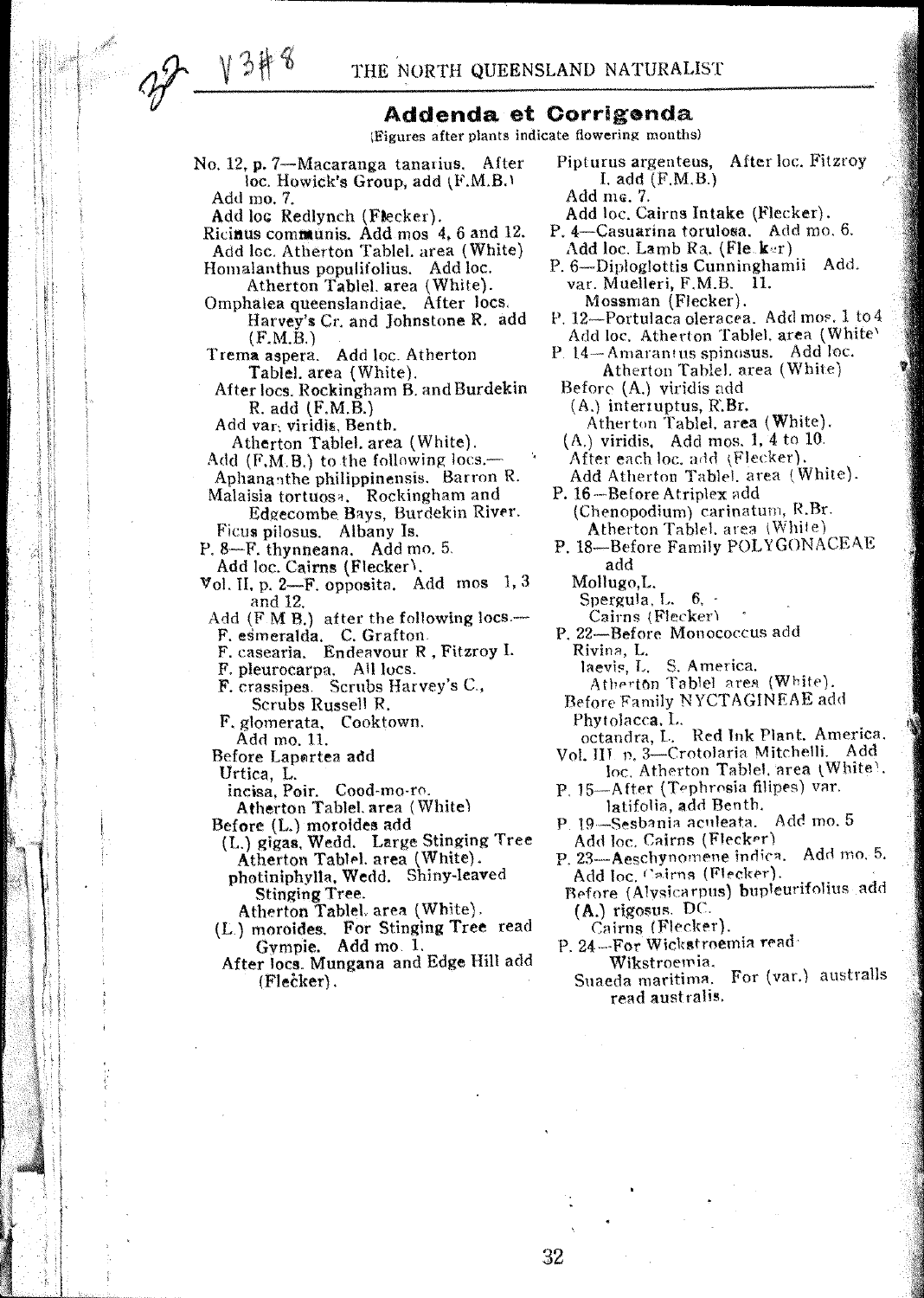## Addenda et Corrigenda

(Figures after plants indicate flowering months)

No. 12, p. 7—Macaranga tanarius. After loc. Howick's Group, add (F.M.B.)
Add mo. 7.
Add loc Redlynch (Flecker).
Ricinus communis. Add mos 4, 6 and 12.
Add loc. Atherton Tablel. area (White)
Homalanthus populifolius. Add loc. Atherton Tablel. area (White).
Omphalea queenslandiae. After locs. Harvey's Cr. and Johnstone R. add (F.M.B.)
Trema aspera. Add loc. Atherton Tablel. area (White).
After locs. Rockingham B. and Burdekin R. add (F.M.B.)
Add var. viridis, Benth.
Atherton Tablel. area (White).
Add (F.M.B.) to the following locs.—
Aphananthe philippinensis. Barron R.
Malaisia tortuosa. Rockingham and Edgecombe Bays, Burdekin River.
Ficus pilosus. Albany Is.
P. 8—F. thynneana. Add mo. 5.
Add loc. Cairns (Flecker).
Vol. II, p. 2—F. opposita. Add mos 1, 3 and 12.
Add (F M B.) after the following locs.—
F. esmeralda. C. Grafton.
F. casearia. Endeavour R., Fitzroy I.
F. pleurocarpa. All locs.
F. crassipes. Scrubs Harvey's C., Scrubs Russell R.
F. glomerata. Cooktown.
Add mo. 11.
Before Laportea add
Urtica, L.
incisa, Poir. Cood-mo-ro.
Atherton Tablel. area (White)
Before (L.) moroides add
(L.) gigas, Wedd. Large Stinging Tree
Atherton Tablel. area (White).
photiniphylla, Wedd. Shiny-leaved Stinging Tree.
Atherton Tablel. area (White).
(L.) moroides. For Stinging Tree read Gympie. Add mo. 1.
After locs. Mungana and Edge Hill add (Flecker).

Pipturus argenteus, After loc. Fitzroy I. add (F.M.B.)
Add mo. 7.
Add loc. Cairns Intake (Flecker).
P. 4—Casuarina torulosa. Add mo. 6.
Add loc. Lamb Ra. (Flecker)
P. 6—Diploglottis Cunninghamii Add. var. Muelleri, F.M.B. 11.
Mossman (Flecker).
P. 12—Portulaca oleracea. Add mos. 1 to 4
Add loc. Atherton Tablel. area (White)
P. 14—Amarantus spinosus. Add loc. Atherton Tablel. area (White)
Before (A.) viridis add
(A.) interruptus, R.Br.
Atherton Tablel. area (White).
(A.) viridis. Add mos. 1, 4 to 10.
After each loc. add (Flecker).
Add Atherton Tablel. area (White).
P. 16—Before Atriplex add
(Chenopodium) carinatum, R.Br.
Atherton Tablel. area (White)
P. 18—Before Family POLYGONACEAE add
Mollugo, L.
Spergula, L. 6.
Cairns (Flecker)
P. 22—Before Monococcus add
Rivina, L.
laevis, L. S. America.
Atherton Tablel area (White).
Before Family NYCTAGINEAE add
Phytolacca, L.
octandra, L. Red Ink Plant. America.
Vol. III p. 3—Crotolaria Mitchelli. Add loc. Atherton Tablel. area (White).
P. 15—After (Tephrosia filipes) var. latifolia, add Benth.
P. 19—Sesbania aculeata. Add mo. 5
Add loc. Cairns (Flecker)
P. 23—Aeschynomene indica. Add mo. 5.
Add loc. Cairns (Flecker).
Before (Alysicarpus) bupleurifolius add
(A.) rigosus, DC.
Cairns (Flecker).
P. 24—For Wickstroemia read Wikstroemia.
Suaeda maritima. For (var.) australls read australis.